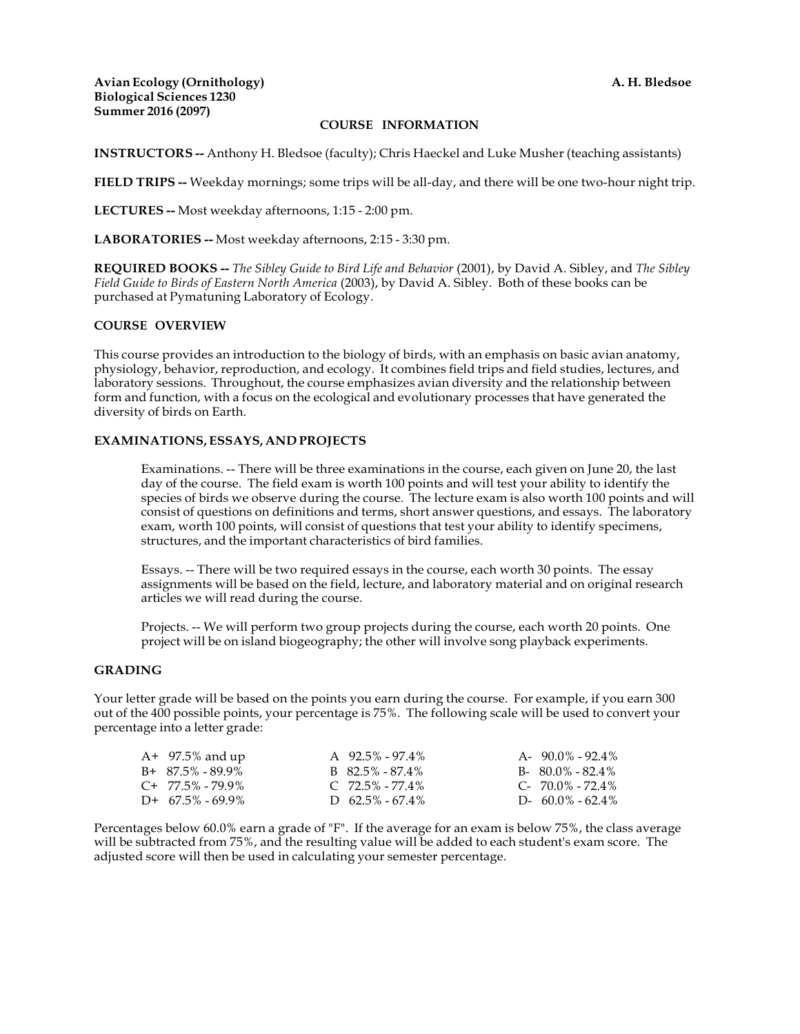**Avian Ecology (Ornithology)** **A. H. Bledsoe**
**Biological Sciences 1230**
**Summer 2016 (2097)**

## COURSE INFORMATION

**INSTRUCTORS --** Anthony H. Bledsoe (faculty); Chris Haeckel and Luke Musher (teaching assistants)

**FIELD TRIPS --** Weekday mornings; some trips will be all-day, and there will be one two-hour night trip.

**LECTURES --** Most weekday afternoons, 1:15 - 2:00 pm.

**LABORATORIES --** Most weekday afternoons, 2:15 - 3:30 pm.

**REQUIRED BOOKS --** *The Sibley Guide to Bird Life and Behavior* (2001), by David A. Sibley, and *The Sibley Field Guide to Birds of Eastern North America* (2003), by David A. Sibley. Both of these books can be purchased at Pymatuning Laboratory of Ecology.

### COURSE OVERVIEW

This course provides an introduction to the biology of birds, with an emphasis on basic avian anatomy, physiology, behavior, reproduction, and ecology. It combines field trips and field studies, lectures, and laboratory sessions. Throughout, the course emphasizes avian diversity and the relationship between form and function, with a focus on the ecological and evolutionary processes that have generated the diversity of birds on Earth.

### EXAMINATIONS, ESSAYS, AND PROJECTS

Examinations. -- There will be three examinations in the course, each given on June 20, the last day of the course. The field exam is worth 100 points and will test your ability to identify the species of birds we observe during the course. The lecture exam is also worth 100 points and will consist of questions on definitions and terms, short answer questions, and essays. The laboratory exam, worth 100 points, will consist of questions that test your ability to identify specimens, structures, and the important characteristics of bird families.

Essays. -- There will be two required essays in the course, each worth 30 points. The essay assignments will be based on the field, lecture, and laboratory material and on original research articles we will read during the course.

Projects. -- We will perform two group projects during the course, each worth 20 points. One project will be on island biogeography; the other will involve song playback experiments.

### GRADING

Your letter grade will be based on the points you earn during the course. For example, if you earn 300 out of the 400 possible points, your percentage is 75%. The following scale will be used to convert your percentage into a letter grade:

| | | |
|---|---|---|
| A+ 97.5% and up | A 92.5% - 97.4% | A- 90.0% - 92.4% |
| B+ 87.5% - 89.9% | B 82.5% - 87.4% | B- 80.0% - 82.4% |
| C+ 77.5% - 79.9% | C 72.5% - 77.4% | C- 70.0% - 72.4% |
| D+ 67.5% - 69.9% | D 62.5% - 67.4% | D- 60.0% - 62.4% |

Percentages below 60.0% earn a grade of "F". If the average for an exam is below 75%, the class average will be subtracted from 75%, and the resulting value will be added to each student's exam score. The adjusted score will then be used in calculating your semester percentage.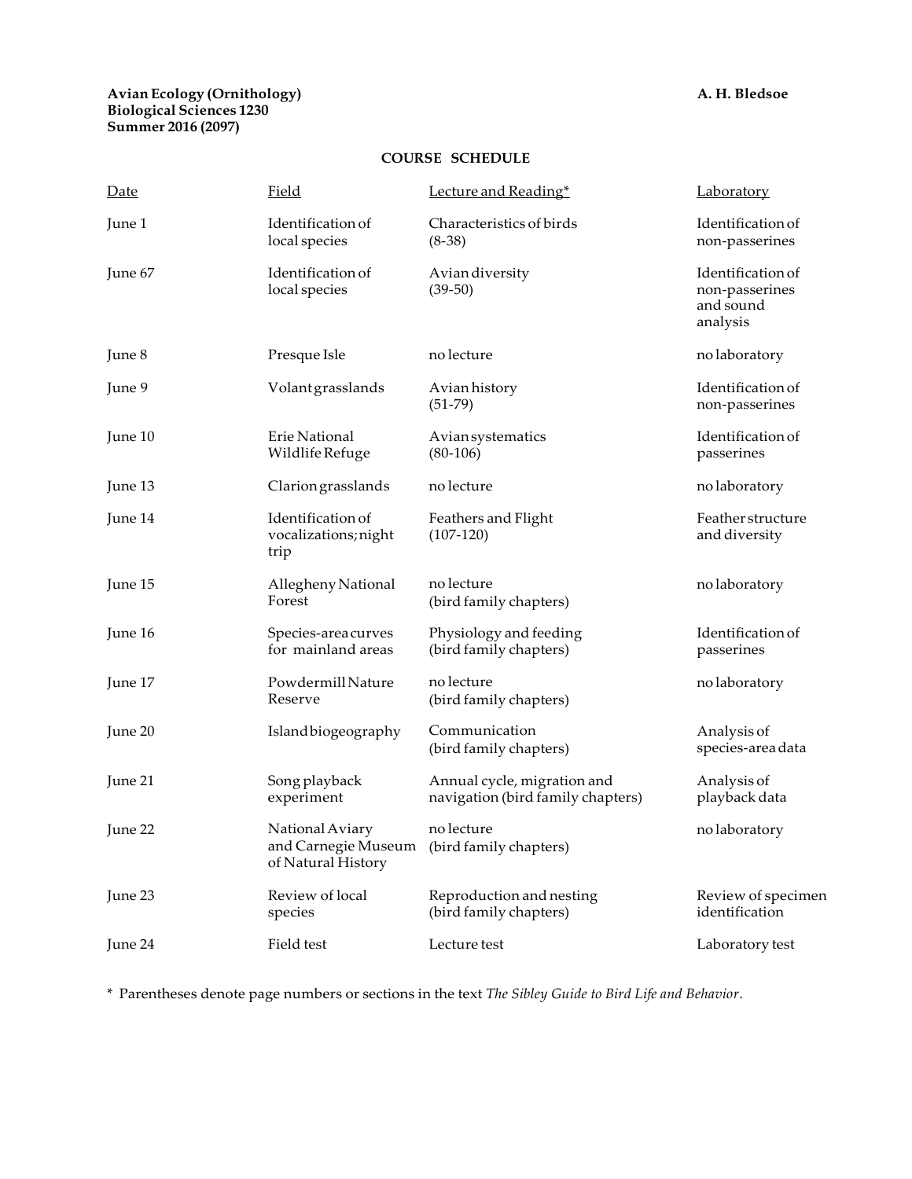**Avian Ecology (Ornithology)**
**Biological Sciences 1230**
**Summer 2016 (2097)**

**A. H. Bledsoe**

## COURSE SCHEDULE

| Date | Field | Lecture and Reading* | Laboratory |
|---|---|---|---|
| June 1 | Identification of local species | Characteristics of birds (8-38) | Identification of non-passerines |
| June 67 | Identification of local species | Avian diversity (39-50) | Identification of non-passerines and sound analysis |
| June 8 | Presque Isle | no lecture | no laboratory |
| June 9 | Volant grasslands | Avian history (51-79) | Identification of non-passerines |
| June 10 | Erie National Wildlife Refuge | Avian systematics (80-106) | Identification of passerines |
| June 13 | Clarion grasslands | no lecture | no laboratory |
| June 14 | Identification of vocalizations; night trip | Feathers and Flight (107-120) | Feather structure and diversity |
| June 15 | Allegheny National Forest | no lecture (bird family chapters) | no laboratory |
| June 16 | Species-area curves for mainland areas | Physiology and feeding (bird family chapters) | Identification of passerines |
| June 17 | Powdermill Nature Reserve | no lecture (bird family chapters) | no laboratory |
| June 20 | Island biogeography | Communication (bird family chapters) | Analysis of species-area data |
| June 21 | Song playback experiment | Annual cycle, migration and navigation (bird family chapters) | Analysis of playback data |
| June 22 | National Aviary and Carnegie Museum of Natural History | no lecture (bird family chapters) | no laboratory |
| June 23 | Review of local species | Reproduction and nesting (bird family chapters) | Review of specimen identification |
| June 24 | Field test | Lecture test | Laboratory test |

\* Parentheses denote page numbers or sections in the text *The Sibley Guide to Bird Life and Behavior*.